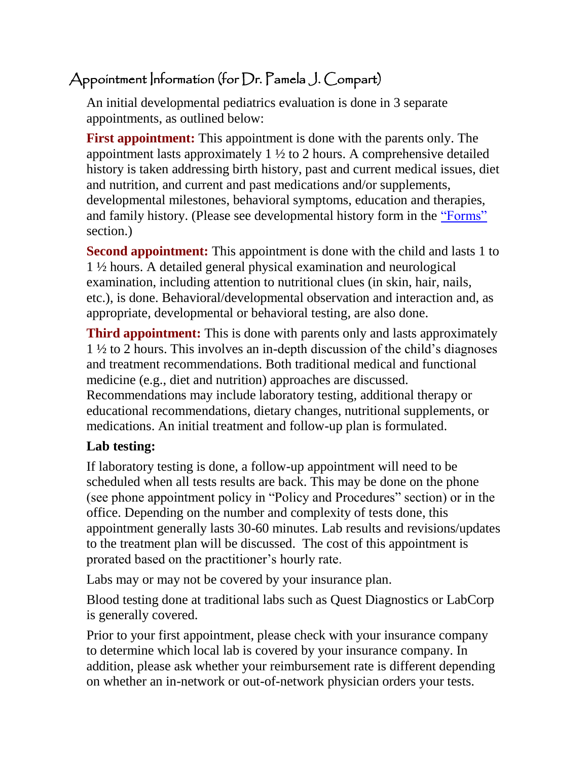# Appointment Information (for Dr. Pamela J. Compart)

An initial developmental pediatrics evaluation is done in 3 separate appointments, as outlined below:

**First appointment:** This appointment is done with the parents only. The appointment lasts approximately 1 ½ to 2 hours. A comprehensive detailed history is taken addressing birth history, past and current medical issues, diet and nutrition, and current and past medications and/or supplements, developmental milestones, behavioral symptoms, education and therapies, and family history. (Please see developmental history form in the "Forms" section.)

**Second appointment:** This appointment is done with the child and lasts 1 to 1 ½ hours. A detailed general physical examination and neurological examination, including attention to nutritional clues (in skin, hair, nails, etc.), is done. Behavioral/developmental observation and interaction and, as appropriate, developmental or behavioral testing, are also done.

**Third appointment:** This is done with parents only and lasts approximately 1 ½ to 2 hours. This involves an in-depth discussion of the child's diagnoses and treatment recommendations. Both traditional medical and functional medicine (e.g., diet and nutrition) approaches are discussed. Recommendations may include laboratory testing, additional therapy or educational recommendations, dietary changes, nutritional supplements, or medications. An initial treatment and follow-up plan is formulated.

**Lab testing:**

If laboratory testing is done, a follow-up appointment will need to be scheduled when all tests results are back. This may be done on the phone (see phone appointment policy in "Policy and Procedures" section) or in the office. Depending on the number and complexity of tests done, this appointment generally lasts 30-60 minutes. Lab results and revisions/updates to the treatment plan will be discussed. The cost of this appointment is prorated based on the practitioner's hourly rate.

Labs may or may not be covered by your insurance plan.

Blood testing done at traditional labs such as Quest Diagnostics or LabCorp is generally covered.

Prior to your first appointment, please check with your insurance company to determine which local lab is covered by your insurance company. In addition, please ask whether your reimbursement rate is different depending on whether an in-network or out-of-network physician orders your tests.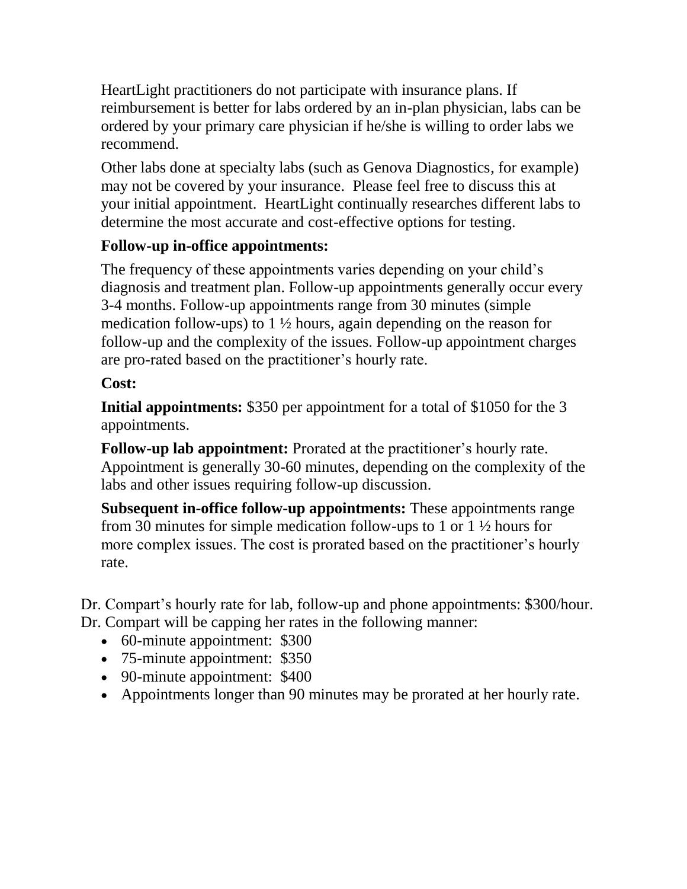HeartLight practitioners do not participate with insurance plans. If reimbursement is better for labs ordered by an in-plan physician, labs can be ordered by your primary care physician if he/she is willing to order labs we recommend.

Other labs done at specialty labs (such as Genova Diagnostics, for example) may not be covered by your insurance. Please feel free to discuss this at your initial appointment. HeartLight continually researches different labs to determine the most accurate and cost-effective options for testing.

**Follow-up in-office appointments:**

The frequency of these appointments varies depending on your child's diagnosis and treatment plan. Follow-up appointments generally occur every 3-4 months. Follow-up appointments range from 30 minutes (simple medication follow-ups) to 1 ½ hours, again depending on the reason for follow-up and the complexity of the issues. Follow-up appointment charges are pro-rated based on the practitioner's hourly rate.

**Cost:**

**Initial appointments:** $350 per appointment for a total of $1050 for the 3 appointments.

**Follow-up lab appointment:** Prorated at the practitioner's hourly rate. Appointment is generally 30-60 minutes, depending on the complexity of the labs and other issues requiring follow-up discussion.

**Subsequent in-office follow-up appointments:** These appointments range from 30 minutes for simple medication follow-ups to 1 or 1 ½ hours for more complex issues. The cost is prorated based on the practitioner's hourly rate.

Dr. Compart's hourly rate for lab, follow-up and phone appointments: $300/hour.
Dr. Compart will be capping her rates in the following manner:

- 60-minute appointment: $300
- 75-minute appointment: $350
- 90-minute appointment: $400
- Appointments longer than 90 minutes may be prorated at her hourly rate.